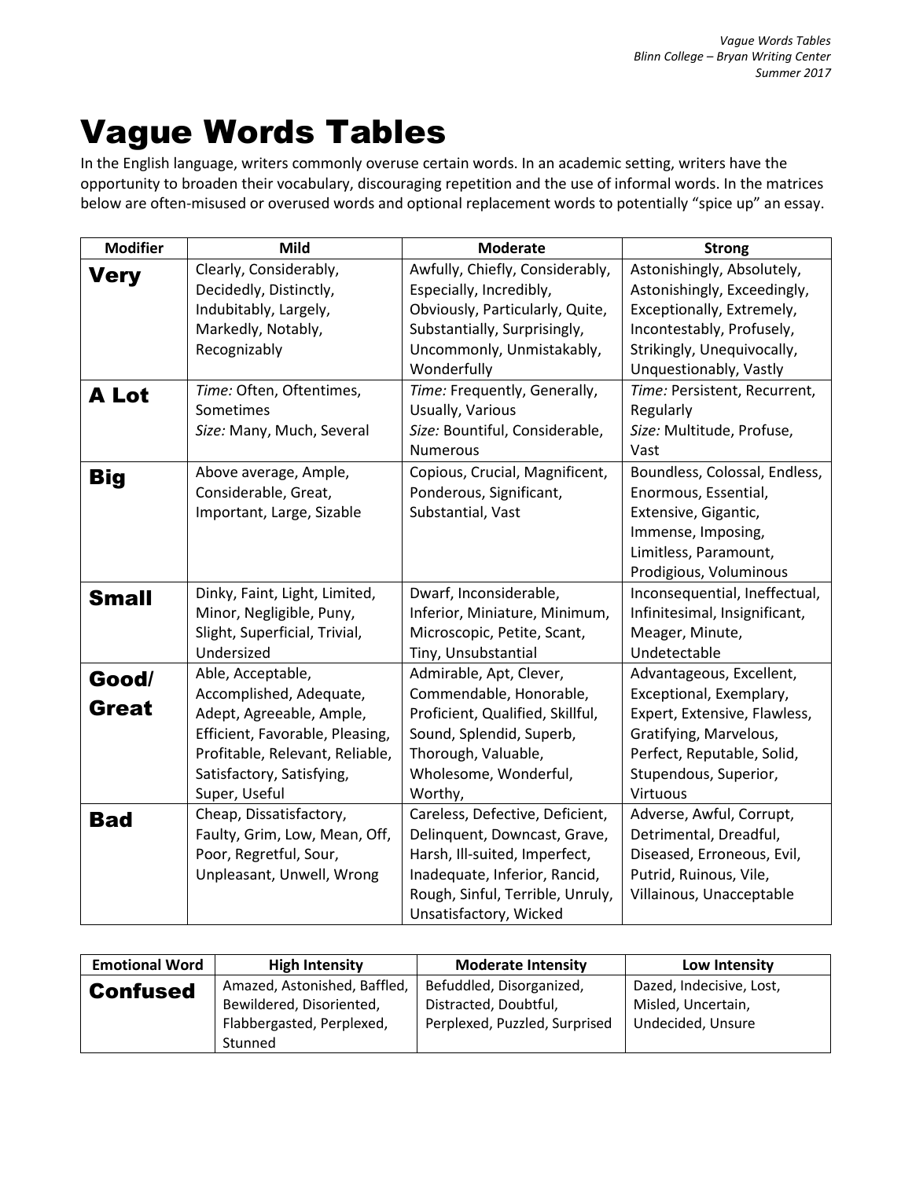# Vague Words Tables

In the English language, writers commonly overuse certain words. In an academic setting, writers have the opportunity to broaden their vocabulary, discouraging repetition and the use of informal words. In the matrices below are often-misused or overused words and optional replacement words to potentially "spice up" an essay.

| Modifier | Mild | Moderate | Strong |
|---|---|---|---|
| **Very** | Clearly, Considerably, Decidedly, Distinctly, Indubitably, Largely, Markedly, Notably, Recognizably | Awfully, Chiefly, Considerably, Especially, Incredibly, Obviously, Particularly, Quite, Substantially, Surprisingly, Uncommonly, Unmistakably, Wonderfully | Astonishingly, Absolutely, Astonishingly, Exceedingly, Exceptionally, Extremely, Incontestably, Profusely, Strikingly, Unequivocally, Unquestionably, Vastly |
| **A Lot** | *Time:* Often, Oftentimes, Sometimes<br>*Size:* Many, Much, Several | *Time:* Frequently, Generally, Usually, Various<br>*Size:* Bountiful, Considerable, Numerous | *Time:* Persistent, Recurrent, Regularly<br>*Size:* Multitude, Profuse, Vast |
| **Big** | Above average, Ample, Considerable, Great, Important, Large, Sizable | Copious, Crucial, Magnificent, Ponderous, Significant, Substantial, Vast | Boundless, Colossal, Endless, Enormous, Essential, Extensive, Gigantic, Immense, Imposing, Limitless, Paramount, Prodigious, Voluminous |
| **Small** | Dinky, Faint, Light, Limited, Minor, Negligible, Puny, Slight, Superficial, Trivial, Undersized | Dwarf, Inconsiderable, Inferior, Miniature, Minimum, Microscopic, Petite, Scant, Tiny, Unsubstantial | Inconsequential, Ineffectual, Infinitesimal, Insignificant, Meager, Minute, Undetectable |
| **Good/ Great** | Able, Acceptable, Accomplished, Adequate, Adept, Agreeable, Ample, Efficient, Favorable, Pleasing, Profitable, Relevant, Reliable, Satisfactory, Satisfying, Super, Useful | Admirable, Apt, Clever, Commendable, Honorable, Proficient, Qualified, Skillful, Sound, Splendid, Superb, Thorough, Valuable, Wholesome, Wonderful, Worthy, | Advantageous, Excellent, Exceptional, Exemplary, Expert, Extensive, Flawless, Gratifying, Marvelous, Perfect, Reputable, Solid, Stupendous, Superior, Virtuous |
| **Bad** | Cheap, Dissatisfactory, Faulty, Grim, Low, Mean, Off, Poor, Regretful, Sour, Unpleasant, Unwell, Wrong | Careless, Defective, Deficient, Delinquent, Downcast, Grave, Harsh, Ill-suited, Imperfect, Inadequate, Inferior, Rancid, Rough, Sinful, Terrible, Unruly, Unsatisfactory, Wicked | Adverse, Awful, Corrupt, Detrimental, Dreadful, Diseased, Erroneous, Evil, Putrid, Ruinous, Vile, Villainous, Unacceptable |

| Emotional Word | High Intensity | Moderate Intensity | Low Intensity |
|---|---|---|---|
| **Confused** | Amazed, Astonished, Baffled, Bewildered, Disoriented, Flabbergasted, Perplexed, Stunned | Befuddled, Disorganized, Distracted, Doubtful, Perplexed, Puzzled, Surprised | Dazed, Indecisive, Lost, Misled, Uncertain, Undecided, Unsure |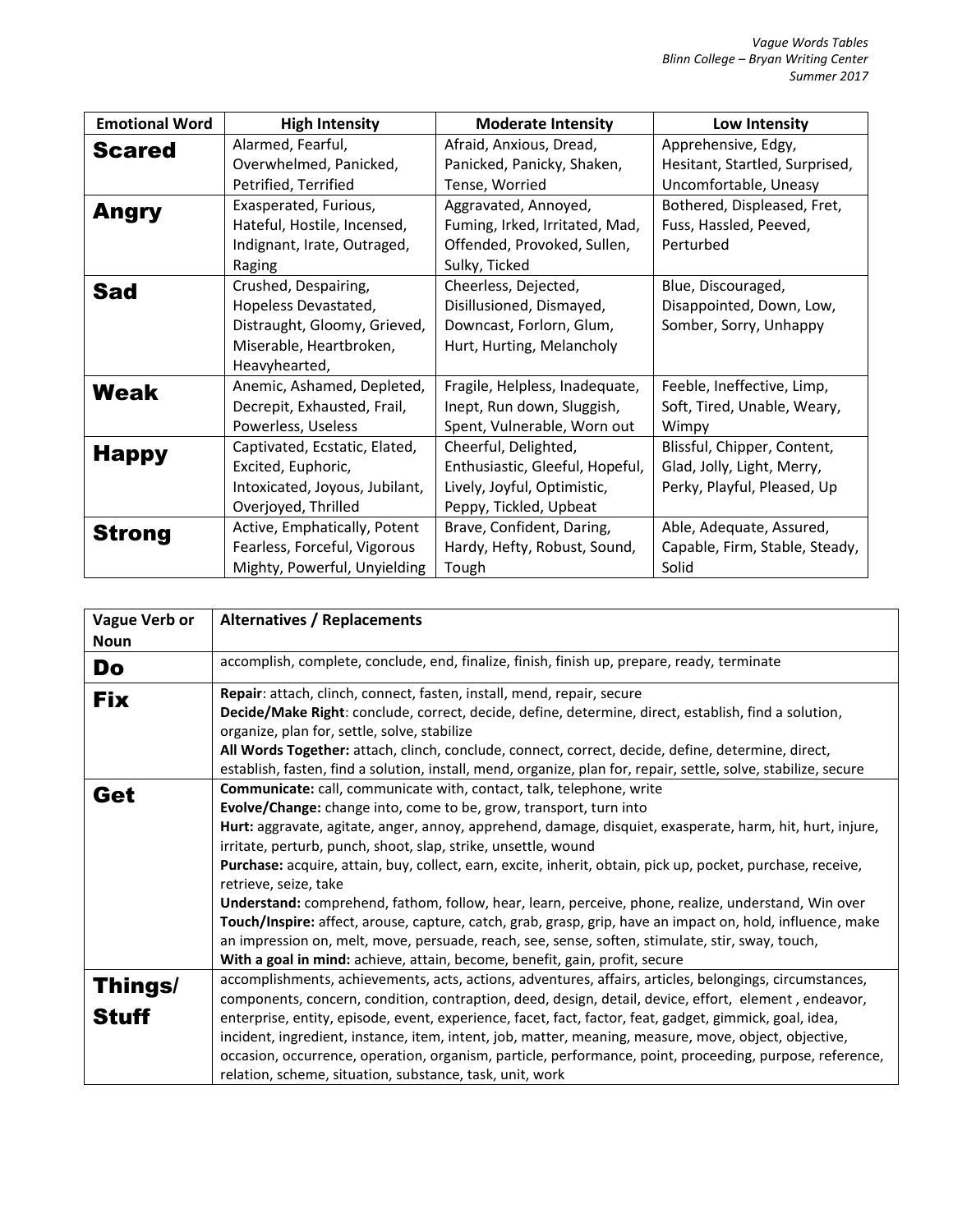| Emotional Word | High Intensity | Moderate Intensity | Low Intensity |
|---|---|---|---|
| **Scared** | Alarmed, Fearful, Overwhelmed, Panicked, Petrified, Terrified | Afraid, Anxious, Dread, Panicked, Panicky, Shaken, Tense, Worried | Apprehensive, Edgy, Hesitant, Startled, Surprised, Uncomfortable, Uneasy |
| **Angry** | Exasperated, Furious, Hateful, Hostile, Incensed, Indignant, Irate, Outraged, Raging | Aggravated, Annoyed, Fuming, Irked, Irritated, Mad, Offended, Provoked, Sullen, Sulky, Ticked | Bothered, Displeased, Fret, Fuss, Hassled, Peeved, Perturbed |
| **Sad** | Crushed, Despairing, Hopeless Devastated, Distraught, Gloomy, Grieved, Miserable, Heartbroken, Heavyhearted, | Cheerless, Dejected, Disillusioned, Dismayed, Downcast, Forlorn, Glum, Hurt, Hurting, Melancholy | Blue, Discouraged, Disappointed, Down, Low, Somber, Sorry, Unhappy |
| **Weak** | Anemic, Ashamed, Depleted, Decrepit, Exhausted, Frail, Powerless, Useless | Fragile, Helpless, Inadequate, Inept, Run down, Sluggish, Spent, Vulnerable, Worn out | Feeble, Ineffective, Limp, Soft, Tired, Unable, Weary, Wimpy |
| **Happy** | Captivated, Ecstatic, Elated, Excited, Euphoric, Intoxicated, Joyous, Jubilant, Overjoyed, Thrilled | Cheerful, Delighted, Enthusiastic, Gleeful, Hopeful, Lively, Joyful, Optimistic, Peppy, Tickled, Upbeat | Blissful, Chipper, Content, Glad, Jolly, Light, Merry, Perky, Playful, Pleased, Up |
| **Strong** | Active, Emphatically, Potent Fearless, Forceful, Vigorous Mighty, Powerful, Unyielding | Brave, Confident, Daring, Hardy, Hefty, Robust, Sound, Tough | Able, Adequate, Assured, Capable, Firm, Stable, Steady, Solid |

| Vague Verb or Noun | Alternatives / Replacements |
|---|---|
| **Do** | accomplish, complete, conclude, end, finalize, finish, finish up, prepare, ready, terminate |
| **Fix** | **Repair**: attach, clinch, connect, fasten, install, mend, repair, secure<br>**Decide/Make Right**: conclude, correct, decide, define, determine, direct, establish, find a solution, organize, plan for, settle, solve, stabilize<br>**All Words Together:** attach, clinch, conclude, connect, correct, decide, define, determine, direct, establish, fasten, find a solution, install, mend, organize, plan for, repair, settle, solve, stabilize, secure |
| **Get** | **Communicate:** call, communicate with, contact, talk, telephone, write<br>**Evolve/Change:** change into, come to be, grow, transport, turn into<br>**Hurt:** aggravate, agitate, anger, annoy, apprehend, damage, disquiet, exasperate, harm, hit, hurt, injure, irritate, perturb, punch, shoot, slap, strike, unsettle, wound<br>**Purchase:** acquire, attain, buy, collect, earn, excite, inherit, obtain, pick up, pocket, purchase, receive, retrieve, seize, take<br>**Understand:** comprehend, fathom, follow, hear, learn, perceive, phone, realize, understand, Win over<br>**Touch/Inspire:** affect, arouse, capture, catch, grab, grasp, grip, have an impact on, hold, influence, make an impression on, melt, move, persuade, reach, see, sense, soften, stimulate, stir, sway, touch,<br>**With a goal in mind:** achieve, attain, become, benefit, gain, profit, secure |
| **Things/ Stuff** | accomplishments, achievements, acts, actions, adventures, affairs, articles, belongings, circumstances, components, concern, condition, contraption, deed, design, detail, device, effort, element , endeavor, enterprise, entity, episode, event, experience, facet, fact, factor, feat, gadget, gimmick, goal, idea, incident, ingredient, instance, item, intent, job, matter, meaning, measure, move, object, objective, occasion, occurrence, operation, organism, particle, performance, point, proceeding, purpose, reference, relation, scheme, situation, substance, task, unit, work |